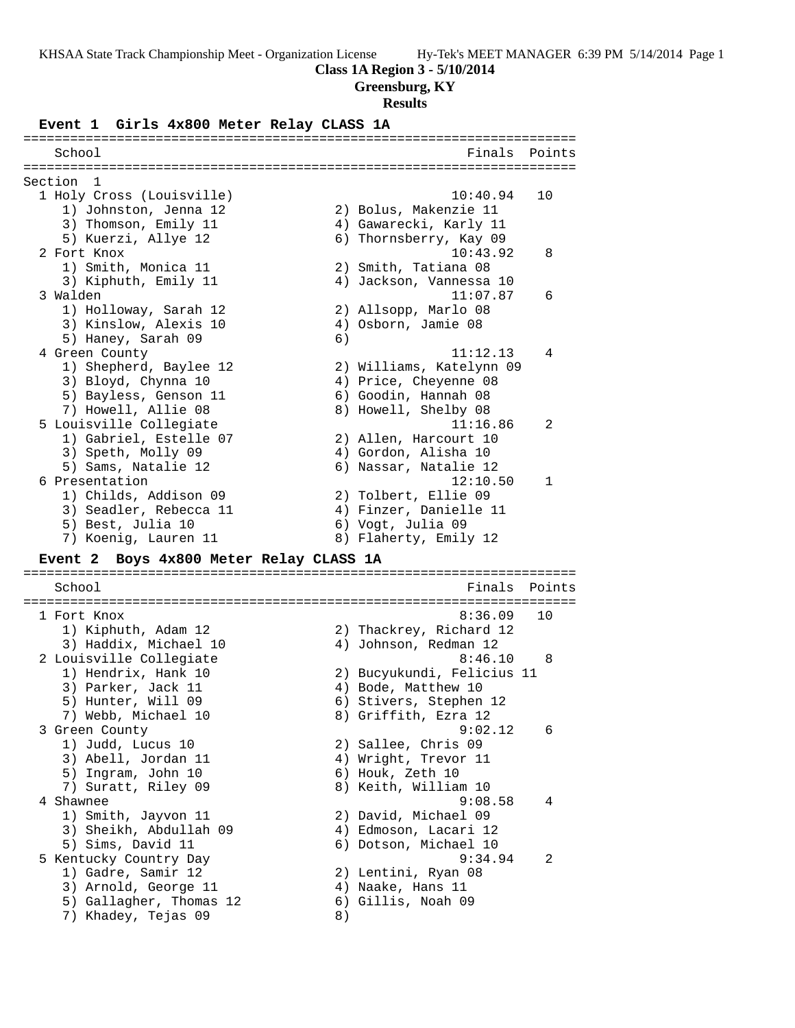**Class 1A Region 3 - 5/10/2014**

**Greensburg, KY**

**Results**

### Event 1 Girls 4x800 Meter Relay CLASS 1A

| School | Finals | Points |
|---|---|---|
| Section 1 | | |
| 1 Holy Cross (Louisville) | 10:40.94 | 10 |
| 1) Johnston, Jenna 12; 2) Bolus, Makenzie 11; 3) Thomson, Emily 11; 4) Gawarecki, Karly 11; 5) Kuerzi, Allye 12; 6) Thornsberry, Kay 09 | | |
| 2 Fort Knox | 10:43.92 | 8 |
| 1) Smith, Monica 11; 2) Smith, Tatiana 08; 3) Kiphuth, Emily 11; 4) Jackson, Vannessa 10 | | |
| 3 Walden | 11:07.87 | 6 |
| 1) Holloway, Sarah 12; 2) Allsopp, Marlo 08; 3) Kinslow, Alexis 10; 4) Osborn, Jamie 08; 5) Haney, Sarah 09; 6) | | |
| 4 Green County | 11:12.13 | 4 |
| 1) Shepherd, Baylee 12; 2) Williams, Katelynn 09; 3) Bloyd, Chynna 10; 4) Price, Cheyenne 08; 5) Bayless, Genson 11; 6) Goodin, Hannah 08; 7) Howell, Allie 08; 8) Howell, Shelby 08 | | |
| 5 Louisville Collegiate | 11:16.86 | 2 |
| 1) Gabriel, Estelle 07; 2) Allen, Harcourt 10; 3) Speth, Molly 09; 4) Gordon, Alisha 10; 5) Sams, Natalie 12; 6) Nassar, Natalie 12 | | |
| 6 Presentation | 12:10.50 | 1 |
| 1) Childs, Addison 09; 2) Tolbert, Ellie 09; 3) Seadler, Rebecca 11; 4) Finzer, Danielle 11; 5) Best, Julia 10; 6) Vogt, Julia 09; 7) Koenig, Lauren 11; 8) Flaherty, Emily 12 | | |

### Event 2 Boys 4x800 Meter Relay CLASS 1A

| School | Finals | Points |
|---|---|---|
| 1 Fort Knox | 8:36.09 | 10 |
| 1) Kiphuth, Adam 12; 2) Thackrey, Richard 12; 3) Haddix, Michael 10; 4) Johnson, Redman 12 | | |
| 2 Louisville Collegiate | 8:46.10 | 8 |
| 1) Hendrix, Hank 10; 2) Bucyukundi, Felicius 11; 3) Parker, Jack 11; 4) Bode, Matthew 10; 5) Hunter, Will 09; 6) Stivers, Stephen 12; 7) Webb, Michael 10; 8) Griffith, Ezra 12 | | |
| 3 Green County | 9:02.12 | 6 |
| 1) Judd, Lucus 10; 2) Sallee, Chris 09; 3) Abell, Jordan 11; 4) Wright, Trevor 11; 5) Ingram, John 10; 6) Houk, Zeth 10; 7) Suratt, Riley 09; 8) Keith, William 10 | | |
| 4 Shawnee | 9:08.58 | 4 |
| 1) Smith, Jayvon 11; 2) David, Michael 09; 3) Sheikh, Abdullah 09; 4) Edmoson, Lacari 12; 5) Sims, David 11; 6) Dotson, Michael 10 | | |
| 5 Kentucky Country Day | 9:34.94 | 2 |
| 1) Gadre, Samir 12; 2) Lentini, Ryan 08; 3) Arnold, George 11; 4) Naake, Hans 11; 5) Gallagher, Thomas 12; 6) Gillis, Noah 09; 7) Khadey, Tejas 09; 8) | | |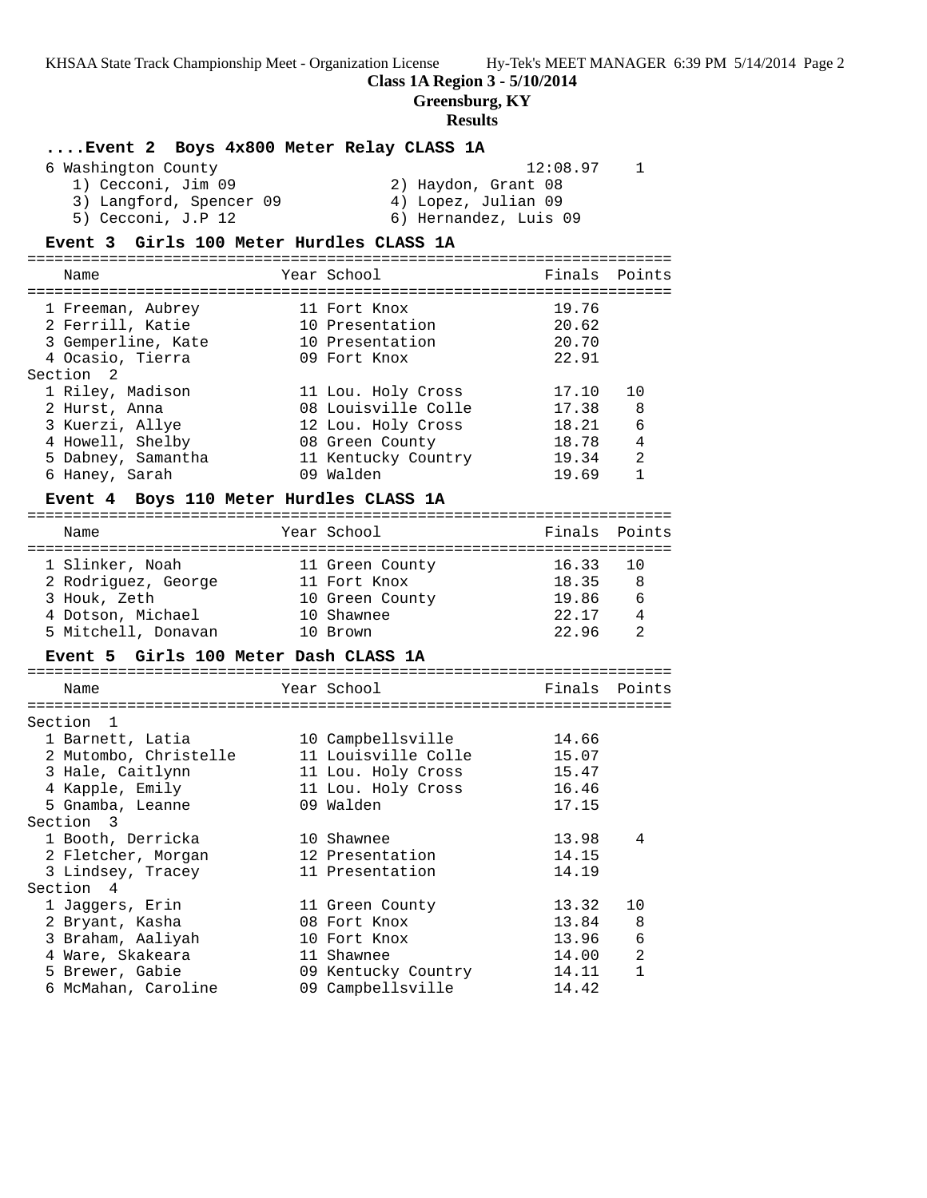**Class 1A Region 3 - 5/10/2014**
**Greensburg, KY**
**Results**

### ....Event 2 Boys 4x800 Meter Relay CLASS 1A

| | | Finals | Points |
|---|---|---|---|
| 6 Washington County | | 12:08.97 | 1 |
| 1) Cecconi, Jim 09 | 2) Haydon, Grant 08 | | |
| 3) Langford, Spencer 09 | 4) Lopez, Julian 09 | | |
| 5) Cecconi, J.P 12 | 6) Hernandez, Luis 09 | | |

### Event 3 Girls 100 Meter Hurdles CLASS 1A

| Name | Year | School | Finals | Points |
|---|---|---|---|---|
| 1 Freeman, Aubrey | 11 | Fort Knox | 19.76 | |
| 2 Ferrill, Katie | 10 | Presentation | 20.62 | |
| 3 Gemperline, Kate | 10 | Presentation | 20.70 | |
| 4 Ocasio, Tierra | 09 | Fort Knox | 22.91 | |
| **Section 2** | | | | |
| 1 Riley, Madison | 11 | Lou. Holy Cross | 17.10 | 10 |
| 2 Hurst, Anna | 08 | Louisville Colle | 17.38 | 8 |
| 3 Kuerzi, Allye | 12 | Lou. Holy Cross | 18.21 | 6 |
| 4 Howell, Shelby | 08 | Green County | 18.78 | 4 |
| 5 Dabney, Samantha | 11 | Kentucky Country | 19.34 | 2 |
| 6 Haney, Sarah | 09 | Walden | 19.69 | 1 |

### Event 4 Boys 110 Meter Hurdles CLASS 1A

| Name | Year | School | Finals | Points |
|---|---|---|---|---|
| 1 Slinker, Noah | 11 | Green County | 16.33 | 10 |
| 2 Rodriguez, George | 11 | Fort Knox | 18.35 | 8 |
| 3 Houk, Zeth | 10 | Green County | 19.86 | 6 |
| 4 Dotson, Michael | 10 | Shawnee | 22.17 | 4 |
| 5 Mitchell, Donavan | 10 | Brown | 22.96 | 2 |

### Event 5 Girls 100 Meter Dash CLASS 1A

| Name | Year | School | Finals | Points |
|---|---|---|---|---|
| **Section 1** | | | | |
| 1 Barnett, Latia | 10 | Campbellsville | 14.66 | |
| 2 Mutombo, Christelle | 11 | Louisville Colle | 15.07 | |
| 3 Hale, Caitlynn | 11 | Lou. Holy Cross | 15.47 | |
| 4 Kapple, Emily | 11 | Lou. Holy Cross | 16.46 | |
| 5 Gnamba, Leanne | 09 | Walden | 17.15 | |
| **Section 3** | | | | |
| 1 Booth, Derricka | 10 | Shawnee | 13.98 | 4 |
| 2 Fletcher, Morgan | 12 | Presentation | 14.15 | |
| 3 Lindsey, Tracey | 11 | Presentation | 14.19 | |
| **Section 4** | | | | |
| 1 Jaggers, Erin | 11 | Green County | 13.32 | 10 |
| 2 Bryant, Kasha | 08 | Fort Knox | 13.84 | 8 |
| 3 Braham, Aaliyah | 10 | Fort Knox | 13.96 | 6 |
| 4 Ware, Skakeara | 11 | Shawnee | 14.00 | 2 |
| 5 Brewer, Gabie | 09 | Kentucky Country | 14.11 | 1 |
| 6 McMahan, Caroline | 09 | Campbellsville | 14.42 | |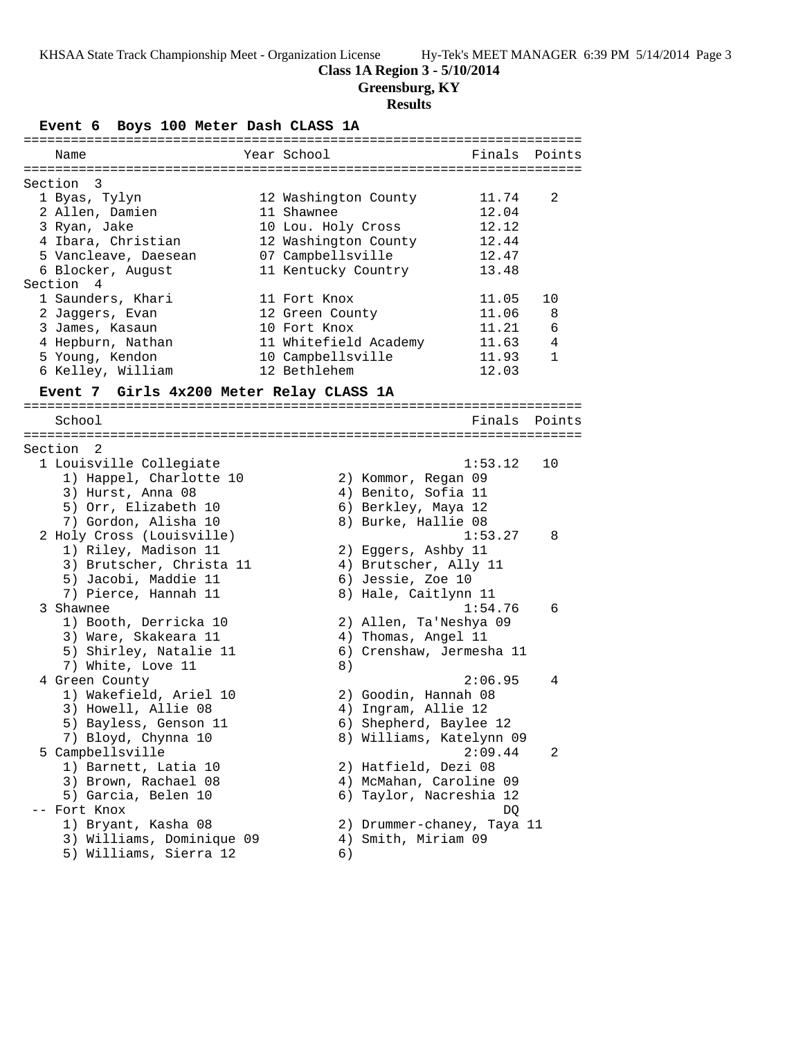## Class 1A Region 3 - 5/10/2014

**Greensburg, KY**

**Results**

### Event 6 Boys 100 Meter Dash CLASS 1A

| Name | Year | School | Finals | Points |
|---|---|---|---|---|
| **Section 3** | | | | |
| 1 Byas, Tylyn | 12 | Washington County | 11.74 | 2 |
| 2 Allen, Damien | 11 | Shawnee | 12.04 | |
| 3 Ryan, Jake | 10 | Lou. Holy Cross | 12.12 | |
| 4 Ibara, Christian | 12 | Washington County | 12.44 | |
| 5 Vancleave, Daesean | 07 | Campbellsville | 12.47 | |
| 6 Blocker, August | 11 | Kentucky Country | 13.48 | |
| **Section 4** | | | | |
| 1 Saunders, Khari | 11 | Fort Knox | 11.05 | 10 |
| 2 Jaggers, Evan | 12 | Green County | 11.06 | 8 |
| 3 James, Kasaun | 10 | Fort Knox | 11.21 | 6 |
| 4 Hepburn, Nathan | 11 | Whitefield Academy | 11.63 | 4 |
| 5 Young, Kendon | 10 | Campbellsville | 11.93 | 1 |
| 6 Kelley, William | 12 | Bethlehem | 12.03 | |

### Event 7 Girls 4x200 Meter Relay CLASS 1A

| School | Finals | Points |
|---|---|---|
| **Section 2** | | |
| 1 Louisville Collegiate | 1:53.12 | 10 |
| 1) Happel, Charlotte 10; 2) Kommor, Regan 09; 3) Hurst, Anna 08; 4) Benito, Sofia 11; 5) Orr, Elizabeth 10; 6) Berkley, Maya 12; 7) Gordon, Alisha 10; 8) Burke, Hallie 08 | | |
| 2 Holy Cross (Louisville) | 1:53.27 | 8 |
| 1) Riley, Madison 11; 2) Eggers, Ashby 11; 3) Brutscher, Christa 11; 4) Brutscher, Ally 11; 5) Jacobi, Maddie 11; 6) Jessie, Zoe 10; 7) Pierce, Hannah 11; 8) Hale, Caitlynn 11 | | |
| 3 Shawnee | 1:54.76 | 6 |
| 1) Booth, Derricka 10; 2) Allen, Ta'Neshya 09; 3) Ware, Skakeara 11; 4) Thomas, Angel 11; 5) Shirley, Natalie 11; 6) Crenshaw, Jermesha 11; 7) White, Love 11; 8) | | |
| 4 Green County | 2:06.95 | 4 |
| 1) Wakefield, Ariel 10; 2) Goodin, Hannah 08; 3) Howell, Allie 08; 4) Ingram, Allie 12; 5) Bayless, Genson 11; 6) Shepherd, Baylee 12; 7) Bloyd, Chynna 10; 8) Williams, Katelynn 09 | | |
| 5 Campbellsville | 2:09.44 | 2 |
| 1) Barnett, Latia 10; 2) Hatfield, Dezi 08; 3) Brown, Rachael 08; 4) McMahan, Caroline 09; 5) Garcia, Belen 10; 6) Taylor, Nacreshia 12 | | |
| -- Fort Knox | DQ | |
| 1) Bryant, Kasha 08; 2) Drummer-chaney, Taya 11; 3) Williams, Dominique 09; 4) Smith, Miriam 09; 5) Williams, Sierra 12; 6) | | |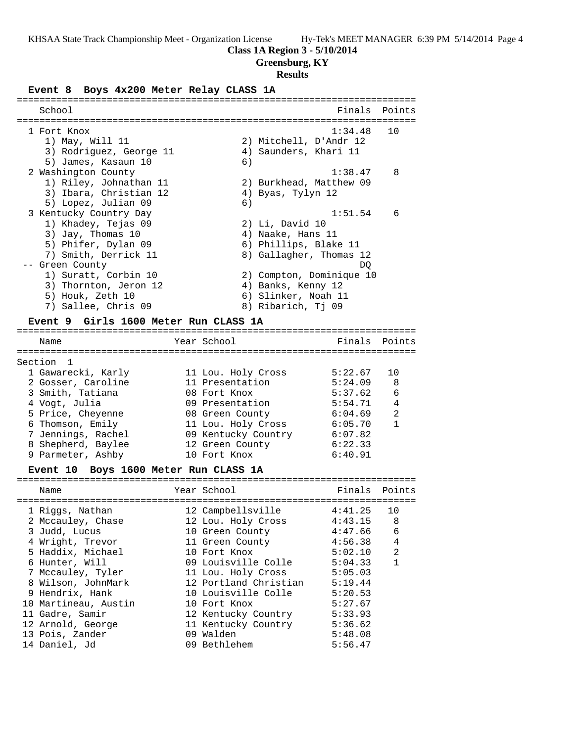**Class 1A Region 3 - 5/10/2014**

**Greensburg, KY**

**Results**

### Event 8 Boys 4x200 Meter Relay CLASS 1A

| | School | Finals | Points |
|---|---|---|---|
| 1 | Fort Knox | 1:34.48 | 10 |
| | 1) May, Will 11; 2) Mitchell, D'Andr 12; 3) Rodriguez, George 11; 4) Saunders, Khari 11; 5) James, Kasaun 10; 6) | | |
| 2 | Washington County | 1:38.47 | 8 |
| | 1) Riley, Johnathan 11; 2) Burkhead, Matthew 09; 3) Ibara, Christian 12; 4) Byas, Tylyn 12; 5) Lopez, Julian 09; 6) | | |
| 3 | Kentucky Country Day | 1:51.54 | 6 |
| | 1) Khadey, Tejas 09; 2) Li, David 10; 3) Jay, Thomas 10; 4) Naake, Hans 11; 5) Phifer, Dylan 09; 6) Phillips, Blake 11; 7) Smith, Derrick 11; 8) Gallagher, Thomas 12 | | |
| -- | Green County | DQ | |
| | 1) Suratt, Corbin 10; 2) Compton, Dominique 10; 3) Thornton, Jeron 12; 4) Banks, Kenny 12; 5) Houk, Zeth 10; 6) Slinker, Noah 11; 7) Sallee, Chris 09; 8) Ribarich, Tj 09 | | |

### Event 9 Girls 1600 Meter Run CLASS 1A

Section 1

| | Name | Year | School | Finals | Points |
|---|---|---|---|---|---|
| 1 | Gawarecki, Karly | 11 | Lou. Holy Cross | 5:22.67 | 10 |
| 2 | Gosser, Caroline | 11 | Presentation | 5:24.09 | 8 |
| 3 | Smith, Tatiana | 08 | Fort Knox | 5:37.62 | 6 |
| 4 | Vogt, Julia | 09 | Presentation | 5:54.71 | 4 |
| 5 | Price, Cheyenne | 08 | Green County | 6:04.69 | 2 |
| 6 | Thomson, Emily | 11 | Lou. Holy Cross | 6:05.70 | 1 |
| 7 | Jennings, Rachel | 09 | Kentucky Country | 6:07.82 | |
| 8 | Shepherd, Baylee | 12 | Green County | 6:22.33 | |
| 9 | Parmeter, Ashby | 10 | Fort Knox | 6:40.91 | |

### Event 10 Boys 1600 Meter Run CLASS 1A

| | Name | Year | School | Finals | Points |
|---|---|---|---|---|---|
| 1 | Riggs, Nathan | 12 | Campbellsville | 4:41.25 | 10 |
| 2 | Mccauley, Chase | 12 | Lou. Holy Cross | 4:43.15 | 8 |
| 3 | Judd, Lucus | 10 | Green County | 4:47.66 | 6 |
| 4 | Wright, Trevor | 11 | Green County | 4:56.38 | 4 |
| 5 | Haddix, Michael | 10 | Fort Knox | 5:02.10 | 2 |
| 6 | Hunter, Will | 09 | Louisville Colle | 5:04.33 | 1 |
| 7 | Mccauley, Tyler | 11 | Lou. Holy Cross | 5:05.03 | |
| 8 | Wilson, JohnMark | 12 | Portland Christian | 5:19.44 | |
| 9 | Hendrix, Hank | 10 | Louisville Colle | 5:20.53 | |
| 10 | Martineau, Austin | 10 | Fort Knox | 5:27.67 | |
| 11 | Gadre, Samir | 12 | Kentucky Country | 5:33.93 | |
| 12 | Arnold, George | 11 | Kentucky Country | 5:36.62 | |
| 13 | Pois, Zander | 09 | Walden | 5:48.08 | |
| 14 | Daniel, Jd | 09 | Bethlehem | 5:56.47 | |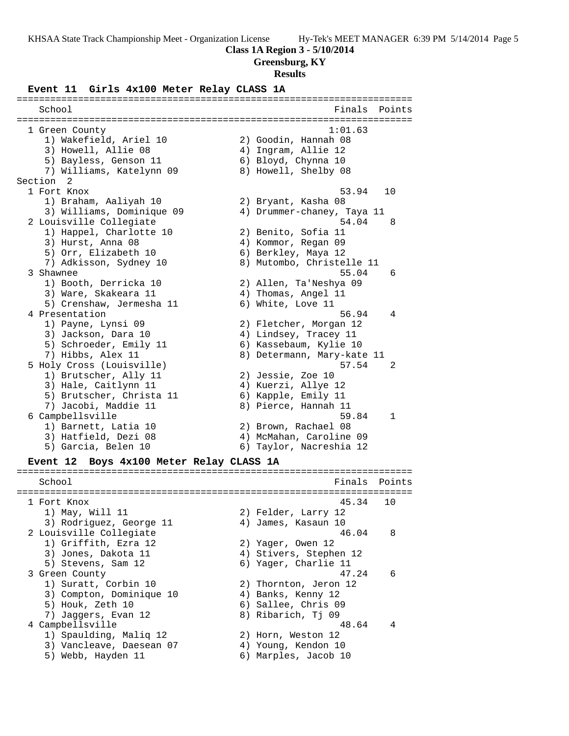**Class 1A Region 3 - 5/10/2014**

**Greensburg, KY**

**Results**

## Event 11 Girls 4x100 Meter Relay CLASS 1A

```
=======================================================================
    School                                               Finals  Points
=======================================================================
  1 Green County                                        1:01.63
     1) Wakefield, Ariel 10             2) Goodin, Hannah 08
     3) Howell, Allie 08                4) Ingram, Allie 12
     5) Bayless, Genson 11              6) Bloyd, Chynna 10
     7) Williams, Katelynn 09           8) Howell, Shelby 08
Section  2
  1 Fort Knox                                             53.94   10
     1) Braham, Aaliyah 10              2) Bryant, Kasha 08
     3) Williams, Dominique 09          4) Drummer-chaney, Taya 11
  2 Louisville Collegiate                                 54.04    8
     1) Happel, Charlotte 10            2) Benito, Sofia 11
     3) Hurst, Anna 08                  4) Kommor, Regan 09
     5) Orr, Elizabeth 10               6) Berkley, Maya 12
     7) Adkisson, Sydney 10             8) Mutombo, Christelle 11
  3 Shawnee                                               55.04    6
     1) Booth, Derricka 10              2) Allen, Ta'Neshya 09
     3) Ware, Skakeara 11               4) Thomas, Angel 11
     5) Crenshaw, Jermesha 11           6) White, Love 11
  4 Presentation                                          56.94    4
     1) Payne, Lynsi 09                 2) Fletcher, Morgan 12
     3) Jackson, Dara 10                4) Lindsey, Tracey 11
     5) Schroeder, Emily 11             6) Kassebaum, Kylie 10
     7) Hibbs, Alex 11                  8) Determann, Mary-kate 11
  5 Holy Cross (Louisville)                               57.54    2
     1) Brutscher, Ally 11              2) Jessie, Zoe 10
     3) Hale, Caitlynn 11               4) Kuerzi, Allye 12
     5) Brutscher, Christa 11           6) Kapple, Emily 11
     7) Jacobi, Maddie 11               8) Pierce, Hannah 11
  6 Campbellsville                                        59.84    1
     1) Barnett, Latia 10               2) Brown, Rachael 08
     3) Hatfield, Dezi 08               4) McMahan, Caroline 09
     5) Garcia, Belen 10                6) Taylor, Nacreshia 12
```

## Event 12 Boys 4x100 Meter Relay CLASS 1A

```
=======================================================================
    School                                               Finals  Points
=======================================================================
  1 Fort Knox                                             45.34   10
     1) May, Will 11                    2) Felder, Larry 12
     3) Rodriguez, George 11            4) James, Kasaun 10
  2 Louisville Collegiate                                 46.04    8
     1) Griffith, Ezra 12               2) Yager, Owen 12
     3) Jones, Dakota 11                4) Stivers, Stephen 12
     5) Stevens, Sam 12                 6) Yager, Charlie 11
  3 Green County                                          47.24    6
     1) Suratt, Corbin 10               2) Thornton, Jeron 12
     3) Compton, Dominique 10           4) Banks, Kenny 12
     5) Houk, Zeth 10                   6) Sallee, Chris 09
     7) Jaggers, Evan 12                8) Ribarich, Tj 09
  4 Campbellsville                                        48.64    4
     1) Spaulding, Maliq 12             2) Horn, Weston 12
     3) Vancleave, Daesean 07           4) Young, Kendon 10
     5) Webb, Hayden 11                 6) Marples, Jacob 10
```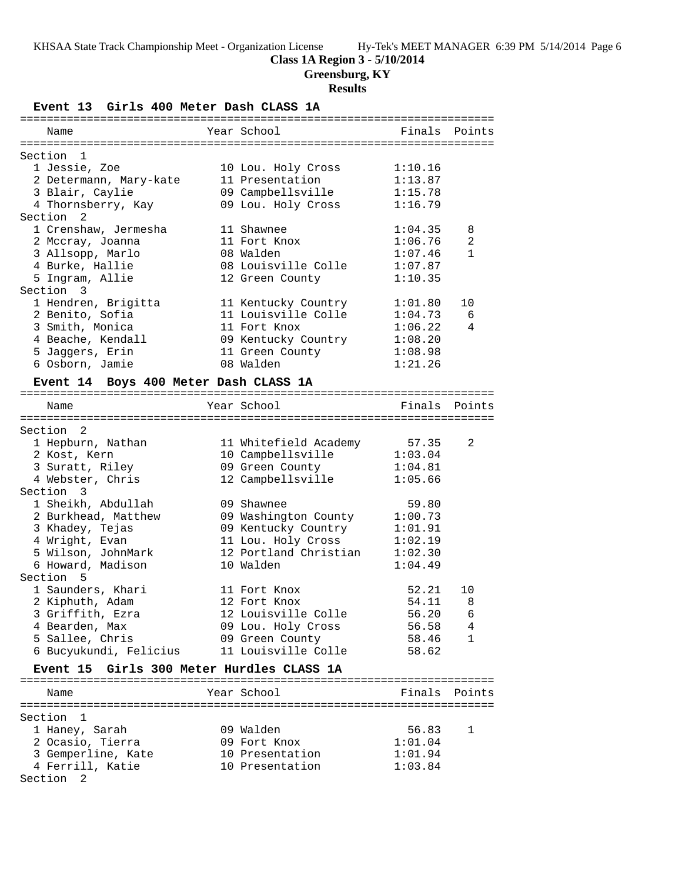# Class 1A Region 3 - 5/10/2014

## Greensburg, KY

### Results

#### Event 13 Girls 400 Meter Dash CLASS 1A

| Name | Year | School | Finals | Points |
|---|---|---|---|---|
| **Section 1** | | | | |
| 1 Jessie, Zoe | 10 | Lou. Holy Cross | 1:10.16 | |
| 2 Determann, Mary-kate | 11 | Presentation | 1:13.87 | |
| 3 Blair, Caylie | 09 | Campbellsville | 1:15.78 | |
| 4 Thornsberry, Kay | 09 | Lou. Holy Cross | 1:16.79 | |
| **Section 2** | | | | |
| 1 Crenshaw, Jermesha | 11 | Shawnee | 1:04.35 | 8 |
| 2 Mccray, Joanna | 11 | Fort Knox | 1:06.76 | 2 |
| 3 Allsopp, Marlo | 08 | Walden | 1:07.46 | 1 |
| 4 Burke, Hallie | 08 | Louisville Colle | 1:07.87 | |
| 5 Ingram, Allie | 12 | Green County | 1:10.35 | |
| **Section 3** | | | | |
| 1 Hendren, Brigitta | 11 | Kentucky Country | 1:01.80 | 10 |
| 2 Benito, Sofia | 11 | Louisville Colle | 1:04.73 | 6 |
| 3 Smith, Monica | 11 | Fort Knox | 1:06.22 | 4 |
| 4 Beache, Kendall | 09 | Kentucky Country | 1:08.20 | |
| 5 Jaggers, Erin | 11 | Green County | 1:08.98 | |
| 6 Osborn, Jamie | 08 | Walden | 1:21.26 | |

#### Event 14 Boys 400 Meter Dash CLASS 1A

| Name | Year | School | Finals | Points |
|---|---|---|---|---|
| **Section 2** | | | | |
| 1 Hepburn, Nathan | 11 | Whitefield Academy | 57.35 | 2 |
| 2 Kost, Kern | 10 | Campbellsville | 1:03.04 | |
| 3 Suratt, Riley | 09 | Green County | 1:04.81 | |
| 4 Webster, Chris | 12 | Campbellsville | 1:05.66 | |
| **Section 3** | | | | |
| 1 Sheikh, Abdullah | 09 | Shawnee | 59.80 | |
| 2 Burkhead, Matthew | 09 | Washington County | 1:00.73 | |
| 3 Khadey, Tejas | 09 | Kentucky Country | 1:01.91 | |
| 4 Wright, Evan | 11 | Lou. Holy Cross | 1:02.19 | |
| 5 Wilson, JohnMark | 12 | Portland Christian | 1:02.30 | |
| 6 Howard, Madison | 10 | Walden | 1:04.49 | |
| **Section 5** | | | | |
| 1 Saunders, Khari | 11 | Fort Knox | 52.21 | 10 |
| 2 Kiphuth, Adam | 12 | Fort Knox | 54.11 | 8 |
| 3 Griffith, Ezra | 12 | Louisville Colle | 56.20 | 6 |
| 4 Bearden, Max | 09 | Lou. Holy Cross | 56.58 | 4 |
| 5 Sallee, Chris | 09 | Green County | 58.46 | 1 |
| 6 Bucyukundi, Felicius | 11 | Louisville Colle | 58.62 | |

#### Event 15 Girls 300 Meter Hurdles CLASS 1A

| Name | Year | School | Finals | Points |
|---|---|---|---|---|
| **Section 1** | | | | |
| 1 Haney, Sarah | 09 | Walden | 56.83 | 1 |
| 2 Ocasio, Tierra | 09 | Fort Knox | 1:01.04 | |
| 3 Gemperline, Kate | 10 | Presentation | 1:01.94 | |
| 4 Ferrill, Katie | 10 | Presentation | 1:03.84 | |
| **Section 2** | | | | |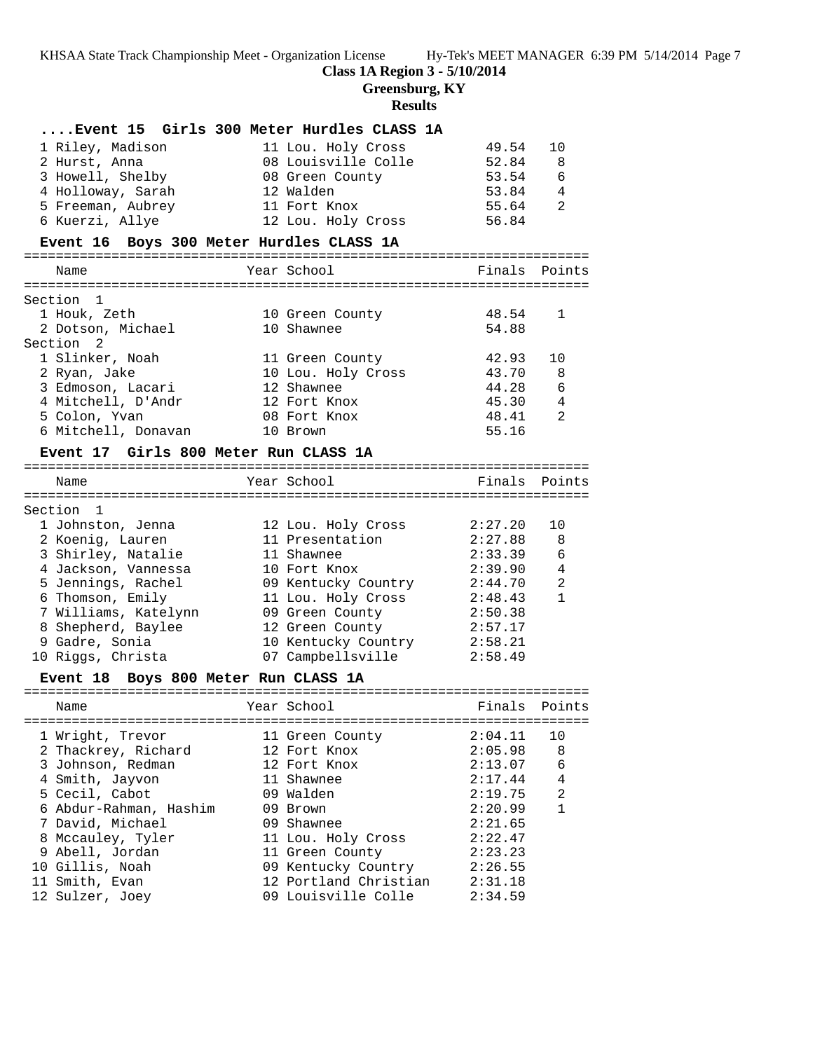**Class 1A Region 3 - 5/10/2014**

**Greensburg, KY**

**Results**

### ....Event 15 Girls 300 Meter Hurdles CLASS 1A

| Place | Name | Year | School | Finals | Points |
|---|---|---|---|---|---|
| 1 | Riley, Madison | 11 | Lou. Holy Cross | 49.54 | 10 |
| 2 | Hurst, Anna | 08 | Louisville Colle | 52.84 | 8 |
| 3 | Howell, Shelby | 08 | Green County | 53.54 | 6 |
| 4 | Holloway, Sarah | 12 | Walden | 53.84 | 4 |
| 5 | Freeman, Aubrey | 11 | Fort Knox | 55.64 | 2 |
| 6 | Kuerzi, Allye | 12 | Lou. Holy Cross | 56.84 | |

### Event 16 Boys 300 Meter Hurdles CLASS 1A

| Place | Name | Year | School | Finals | Points |
|---|---|---|---|---|---|
| **Section 1** | | | | | |
| 1 | Houk, Zeth | 10 | Green County | 48.54 | 1 |
| 2 | Dotson, Michael | 10 | Shawnee | 54.88 | |
| **Section 2** | | | | | |
| 1 | Slinker, Noah | 11 | Green County | 42.93 | 10 |
| 2 | Ryan, Jake | 10 | Lou. Holy Cross | 43.70 | 8 |
| 3 | Edmoson, Lacari | 12 | Shawnee | 44.28 | 6 |
| 4 | Mitchell, D'Andr | 12 | Fort Knox | 45.30 | 4 |
| 5 | Colon, Yvan | 08 | Fort Knox | 48.41 | 2 |
| 6 | Mitchell, Donavan | 10 | Brown | 55.16 | |

### Event 17 Girls 800 Meter Run CLASS 1A

| Place | Name | Year | School | Finals | Points |
|---|---|---|---|---|---|
| **Section 1** | | | | | |
| 1 | Johnston, Jenna | 12 | Lou. Holy Cross | 2:27.20 | 10 |
| 2 | Koenig, Lauren | 11 | Presentation | 2:27.88 | 8 |
| 3 | Shirley, Natalie | 11 | Shawnee | 2:33.39 | 6 |
| 4 | Jackson, Vannessa | 10 | Fort Knox | 2:39.90 | 4 |
| 5 | Jennings, Rachel | 09 | Kentucky Country | 2:44.70 | 2 |
| 6 | Thomson, Emily | 11 | Lou. Holy Cross | 2:48.43 | 1 |
| 7 | Williams, Katelynn | 09 | Green County | 2:50.38 | |
| 8 | Shepherd, Baylee | 12 | Green County | 2:57.17 | |
| 9 | Gadre, Sonia | 10 | Kentucky Country | 2:58.21 | |
| 10 | Riggs, Christa | 07 | Campbellsville | 2:58.49 | |

### Event 18 Boys 800 Meter Run CLASS 1A

| Place | Name | Year | School | Finals | Points |
|---|---|---|---|---|---|
| 1 | Wright, Trevor | 11 | Green County | 2:04.11 | 10 |
| 2 | Thackrey, Richard | 12 | Fort Knox | 2:05.98 | 8 |
| 3 | Johnson, Redman | 12 | Fort Knox | 2:13.07 | 6 |
| 4 | Smith, Jayvon | 11 | Shawnee | 2:17.44 | 4 |
| 5 | Cecil, Cabot | 09 | Walden | 2:19.75 | 2 |
| 6 | Abdur-Rahman, Hashim | 09 | Brown | 2:20.99 | 1 |
| 7 | David, Michael | 09 | Shawnee | 2:21.65 | |
| 8 | Mccauley, Tyler | 11 | Lou. Holy Cross | 2:22.47 | |
| 9 | Abell, Jordan | 11 | Green County | 2:23.23 | |
| 10 | Gillis, Noah | 09 | Kentucky Country | 2:26.55 | |
| 11 | Smith, Evan | 12 | Portland Christian | 2:31.18 | |
| 12 | Sulzer, Joey | 09 | Louisville Colle | 2:34.59 | |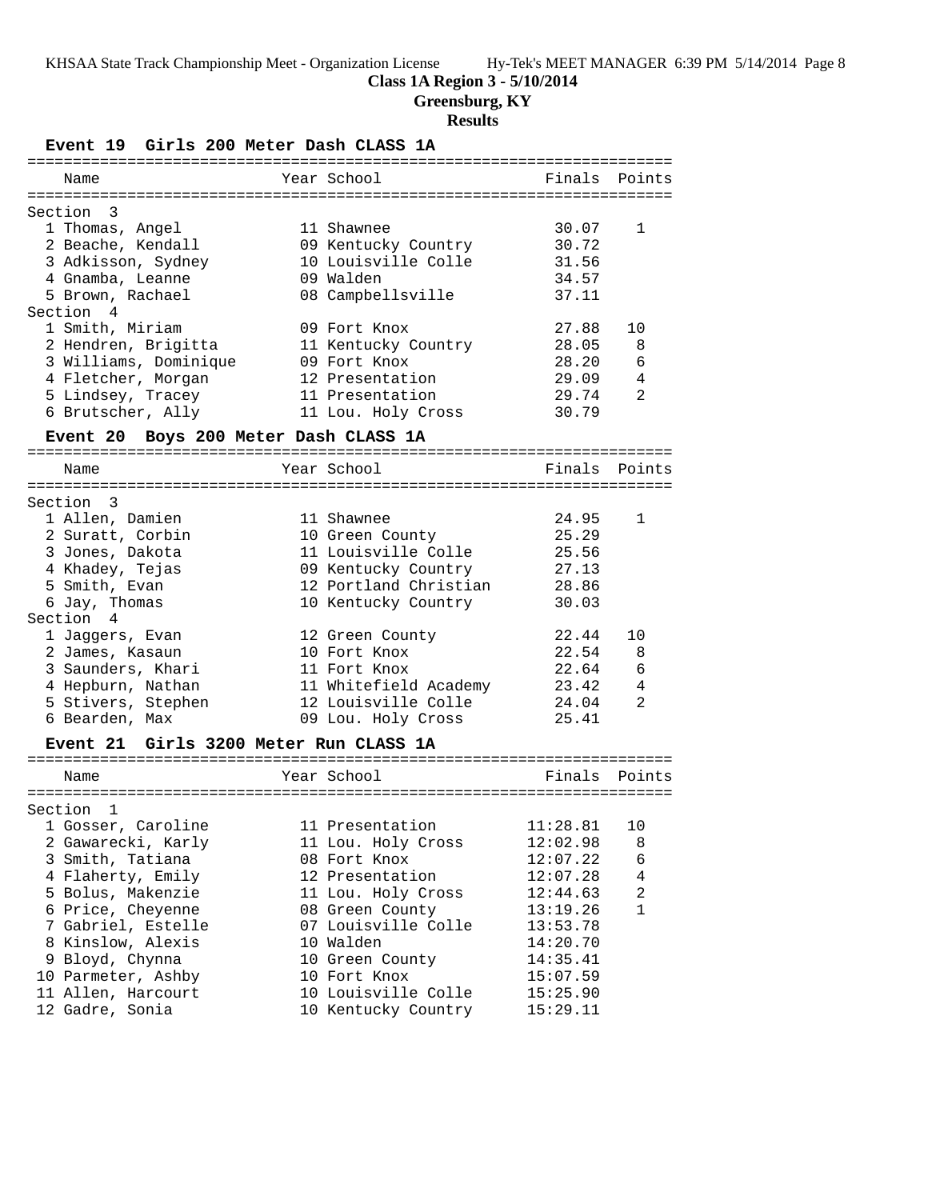**Class 1A Region 3 - 5/10/2014**

**Greensburg, KY**

**Results**

### Event 19 Girls 200 Meter Dash CLASS 1A

| Place | Name | Year | School | Finals | Points |
|---|---|---|---|---|---|
| **Section 3** | | | | | |
| 1 | Thomas, Angel | 11 | Shawnee | 30.07 | 1 |
| 2 | Beache, Kendall | 09 | Kentucky Country | 30.72 | |
| 3 | Adkisson, Sydney | 10 | Louisville Colle | 31.56 | |
| 4 | Gnamba, Leanne | 09 | Walden | 34.57 | |
| 5 | Brown, Rachael | 08 | Campbellsville | 37.11 | |
| **Section 4** | | | | | |
| 1 | Smith, Miriam | 09 | Fort Knox | 27.88 | 10 |
| 2 | Hendren, Brigitta | 11 | Kentucky Country | 28.05 | 8 |
| 3 | Williams, Dominique | 09 | Fort Knox | 28.20 | 6 |
| 4 | Fletcher, Morgan | 12 | Presentation | 29.09 | 4 |
| 5 | Lindsey, Tracey | 11 | Presentation | 29.74 | 2 |
| 6 | Brutscher, Ally | 11 | Lou. Holy Cross | 30.79 | |

### Event 20 Boys 200 Meter Dash CLASS 1A

| Place | Name | Year | School | Finals | Points |
|---|---|---|---|---|---|
| **Section 3** | | | | | |
| 1 | Allen, Damien | 11 | Shawnee | 24.95 | 1 |
| 2 | Suratt, Corbin | 10 | Green County | 25.29 | |
| 3 | Jones, Dakota | 11 | Louisville Colle | 25.56 | |
| 4 | Khadey, Tejas | 09 | Kentucky Country | 27.13 | |
| 5 | Smith, Evan | 12 | Portland Christian | 28.86 | |
| 6 | Jay, Thomas | 10 | Kentucky Country | 30.03 | |
| **Section 4** | | | | | |
| 1 | Jaggers, Evan | 12 | Green County | 22.44 | 10 |
| 2 | James, Kasaun | 10 | Fort Knox | 22.54 | 8 |
| 3 | Saunders, Khari | 11 | Fort Knox | 22.64 | 6 |
| 4 | Hepburn, Nathan | 11 | Whitefield Academy | 23.42 | 4 |
| 5 | Stivers, Stephen | 12 | Louisville Colle | 24.04 | 2 |
| 6 | Bearden, Max | 09 | Lou. Holy Cross | 25.41 | |

### Event 21 Girls 3200 Meter Run CLASS 1A

| Place | Name | Year | School | Finals | Points |
|---|---|---|---|---|---|
| **Section 1** | | | | | |
| 1 | Gosser, Caroline | 11 | Presentation | 11:28.81 | 10 |
| 2 | Gawarecki, Karly | 11 | Lou. Holy Cross | 12:02.98 | 8 |
| 3 | Smith, Tatiana | 08 | Fort Knox | 12:07.22 | 6 |
| 4 | Flaherty, Emily | 12 | Presentation | 12:07.28 | 4 |
| 5 | Bolus, Makenzie | 11 | Lou. Holy Cross | 12:44.63 | 2 |
| 6 | Price, Cheyenne | 08 | Green County | 13:19.26 | 1 |
| 7 | Gabriel, Estelle | 07 | Louisville Colle | 13:53.78 | |
| 8 | Kinslow, Alexis | 10 | Walden | 14:20.70 | |
| 9 | Bloyd, Chynna | 10 | Green County | 14:35.41 | |
| 10 | Parmeter, Ashby | 10 | Fort Knox | 15:07.59 | |
| 11 | Allen, Harcourt | 10 | Louisville Colle | 15:25.90 | |
| 12 | Gadre, Sonia | 10 | Kentucky Country | 15:29.11 | |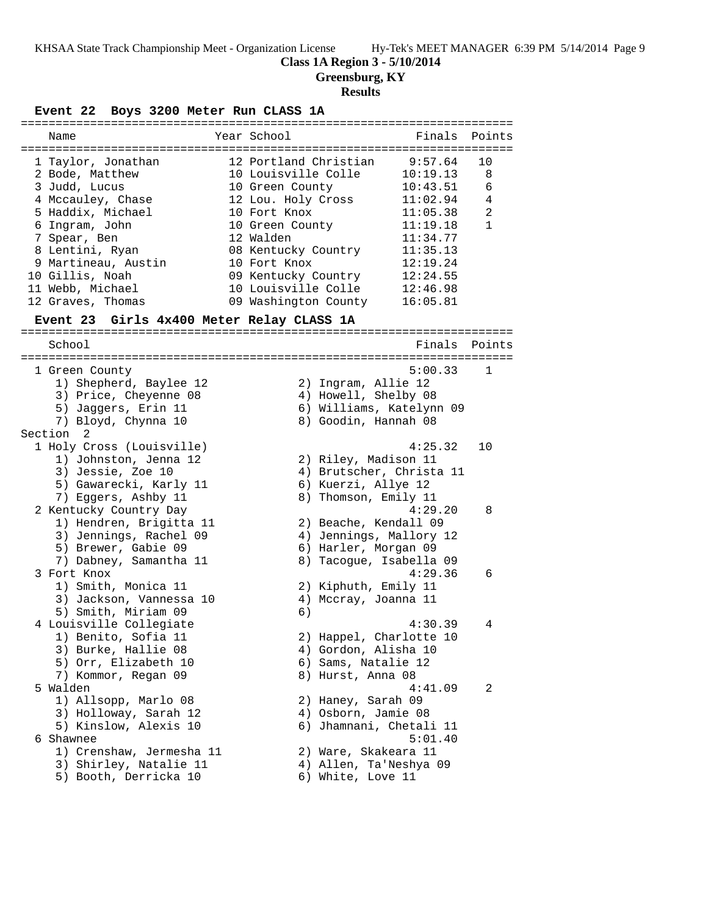**Class 1A Region 3 - 5/10/2014**

**Greensburg, KY**

**Results**

### Event 22 Boys 3200 Meter Run CLASS 1A

| | Name | Year | School | Finals | Points |
|---|---|---|---|---|---|
| 1 | Taylor, Jonathan | 12 | Portland Christian | 9:57.64 | 10 |
| 2 | Bode, Matthew | 10 | Louisville Colle | 10:19.13 | 8 |
| 3 | Judd, Lucus | 10 | Green County | 10:43.51 | 6 |
| 4 | Mccauley, Chase | 12 | Lou. Holy Cross | 11:02.94 | 4 |
| 5 | Haddix, Michael | 10 | Fort Knox | 11:05.38 | 2 |
| 6 | Ingram, John | 10 | Green County | 11:19.18 | 1 |
| 7 | Spear, Ben | 12 | Walden | 11:34.77 | |
| 8 | Lentini, Ryan | 08 | Kentucky Country | 11:35.13 | |
| 9 | Martineau, Austin | 10 | Fort Knox | 12:19.24 | |
| 10 | Gillis, Noah | 09 | Kentucky Country | 12:24.55 | |
| 11 | Webb, Michael | 10 | Louisville Colle | 12:46.98 | |
| 12 | Graves, Thomas | 09 | Washington County | 16:05.81 | |

### Event 23 Girls 4x400 Meter Relay CLASS 1A

| | School | Finals | Points |
|---|---|---|---|
| 1 | Green County | 5:00.33 | 1 |

1) Shepherd, Baylee 12, 2) Ingram, Allie 12, 3) Price, Cheyenne 08, 4) Howell, Shelby 08, 5) Jaggers, Erin 11, 6) Williams, Katelynn 09, 7) Bloyd, Chynna 10, 8) Goodin, Hannah 08

**Section 2**

| | School | Finals | Points |
|---|---|---|---|
| 1 | Holy Cross (Louisville) | 4:25.32 | 10 |

1) Johnston, Jenna 12, 2) Riley, Madison 11, 3) Jessie, Zoe 10, 4) Brutscher, Christa 11, 5) Gawarecki, Karly 11, 6) Kuerzi, Allye 12, 7) Eggers, Ashby 11, 8) Thomson, Emily 11

| | School | Finals | Points |
|---|---|---|---|
| 2 | Kentucky Country Day | 4:29.20 | 8 |

1) Hendren, Brigitta 11, 2) Beache, Kendall 09, 3) Jennings, Rachel 09, 4) Jennings, Mallory 12, 5) Brewer, Gabie 09, 6) Harler, Morgan 09, 7) Dabney, Samantha 11, 8) Tacogue, Isabella 09

| | School | Finals | Points |
|---|---|---|---|
| 3 | Fort Knox | 4:29.36 | 6 |

1) Smith, Monica 11, 2) Kiphuth, Emily 11, 3) Jackson, Vannessa 10, 4) Mccray, Joanna 11, 5) Smith, Miriam 09, 6)

| | School | Finals | Points |
|---|---|---|---|
| 4 | Louisville Collegiate | 4:30.39 | 4 |

1) Benito, Sofia 11, 2) Happel, Charlotte 10, 3) Burke, Hallie 08, 4) Gordon, Alisha 10, 5) Orr, Elizabeth 10, 6) Sams, Natalie 12, 7) Kommor, Regan 09, 8) Hurst, Anna 08

| | School | Finals | Points |
|---|---|---|---|
| 5 | Walden | 4:41.09 | 2 |

1) Allsopp, Marlo 08, 2) Haney, Sarah 09, 3) Holloway, Sarah 12, 4) Osborn, Jamie 08, 5) Kinslow, Alexis 10, 6) Jhamnani, Chetali 11

| | School | Finals | Points |
|---|---|---|---|
| 6 | Shawnee | 5:01.40 | |

1) Crenshaw, Jermesha 11, 2) Ware, Skakeara 11, 3) Shirley, Natalie 11, 4) Allen, Ta'Neshya 09, 5) Booth, Derricka 10, 6) White, Love 11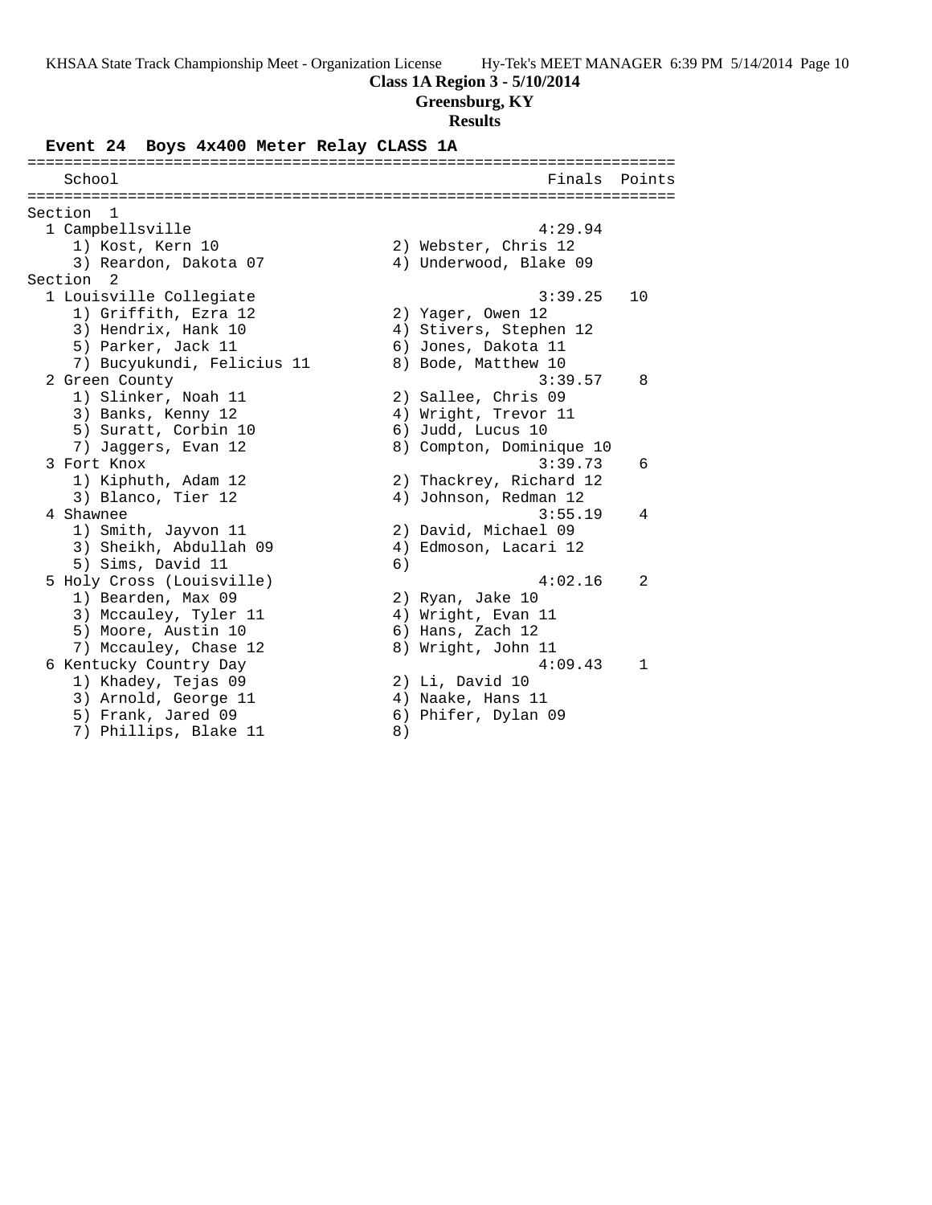**Class 1A Region 3 - 5/10/2014**

**Greensburg, KY**

**Results**

### Event 24 Boys 4x400 Meter Relay CLASS 1A

| School | Finals | Points |
|---|---|---|
| **Section 1** | | |
| 1 Campbellsville | 4:29.94 | |
| 1) Kost, Kern 10; 2) Webster, Chris 12; 3) Reardon, Dakota 07; 4) Underwood, Blake 09 | | |
| **Section 2** | | |
| 1 Louisville Collegiate | 3:39.25 | 10 |
| 1) Griffith, Ezra 12; 2) Yager, Owen 12; 3) Hendrix, Hank 10; 4) Stivers, Stephen 12; 5) Parker, Jack 11; 6) Jones, Dakota 11; 7) Bucyukundi, Felicius 11; 8) Bode, Matthew 10 | | |
| 2 Green County | 3:39.57 | 8 |
| 1) Slinker, Noah 11; 2) Sallee, Chris 09; 3) Banks, Kenny 12; 4) Wright, Trevor 11; 5) Suratt, Corbin 10; 6) Judd, Lucus 10; 7) Jaggers, Evan 12; 8) Compton, Dominique 10 | | |
| 3 Fort Knox | 3:39.73 | 6 |
| 1) Kiphuth, Adam 12; 2) Thackrey, Richard 12; 3) Blanco, Tier 12; 4) Johnson, Redman 12 | | |
| 4 Shawnee | 3:55.19 | 4 |
| 1) Smith, Jayvon 11; 2) David, Michael 09; 3) Sheikh, Abdullah 09; 4) Edmoson, Lacari 12; 5) Sims, David 11; 6) | | |
| 5 Holy Cross (Louisville) | 4:02.16 | 2 |
| 1) Bearden, Max 09; 2) Ryan, Jake 10; 3) Mccauley, Tyler 11; 4) Wright, Evan 11; 5) Moore, Austin 10; 6) Hans, Zach 12; 7) Mccauley, Chase 12; 8) Wright, John 11 | | |
| 6 Kentucky Country Day | 4:09.43 | 1 |
| 1) Khadey, Tejas 09; 2) Li, David 10; 3) Arnold, George 11; 4) Naake, Hans 11; 5) Frank, Jared 09; 6) Phifer, Dylan 09; 7) Phillips, Blake 11; 8) | | |